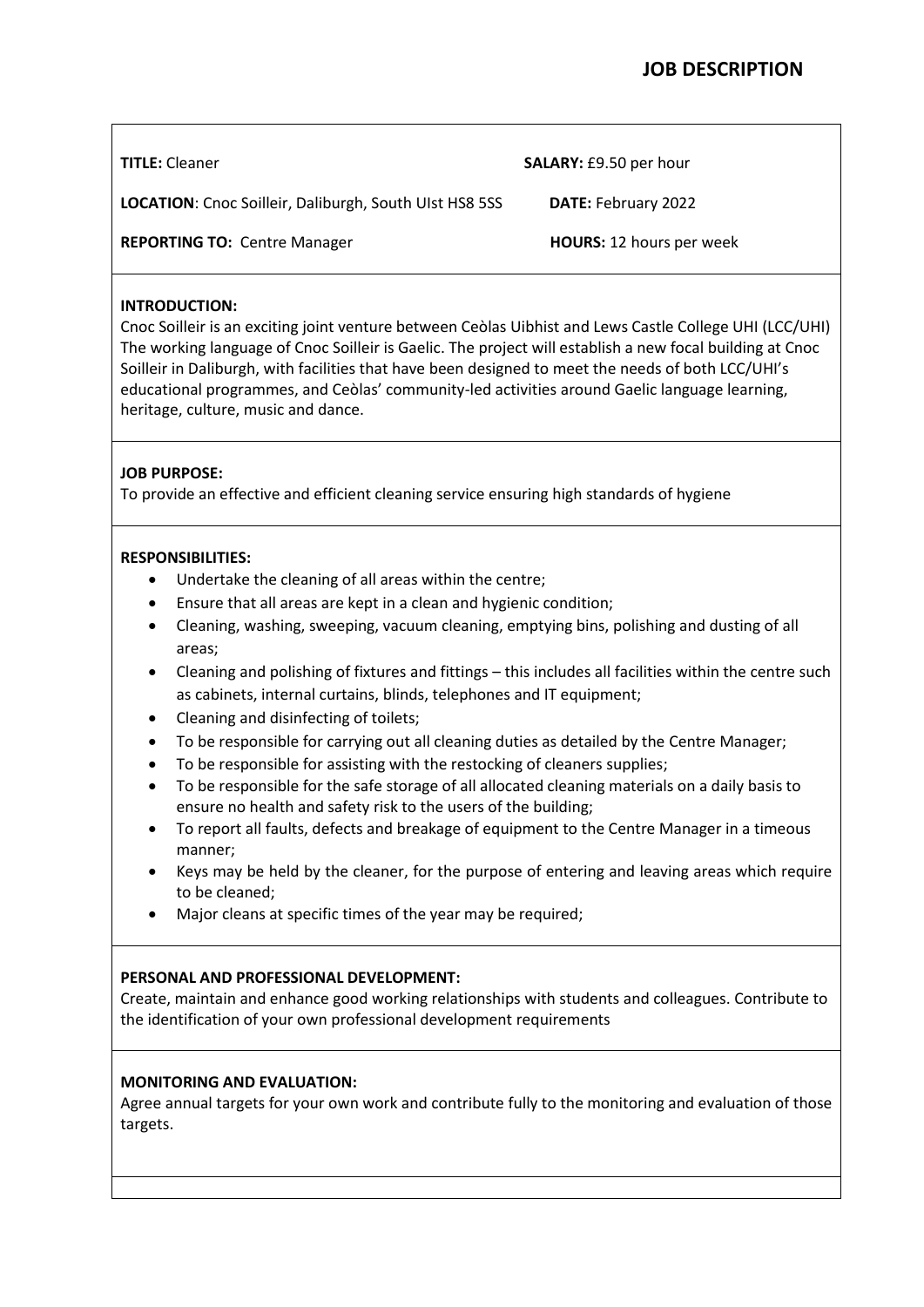# JOB DESCRIPTION

**TITLE:** Cleaner

**SALARY:** £9.50 per hour

**LOCATION**: Cnoc Soilleir, Daliburgh, South UIst HS8 5SS

**DATE:** February 2022

**REPORTING TO:** Centre Manager

**HOURS:** 12 hours per week

**INTRODUCTION:**
Cnoc Soilleir is an exciting joint venture between Ceòlas Uibhist and Lews Castle College UHI (LCC/UHI) The working language of Cnoc Soilleir is Gaelic. The project will establish a new focal building at Cnoc Soilleir in Daliburgh, with facilities that have been designed to meet the needs of both LCC/UHI's educational programmes, and Ceòlas' community-led activities around Gaelic language learning, heritage, culture, music and dance.

**JOB PURPOSE:**
To provide an effective and efficient cleaning service ensuring high standards of hygiene

**RESPONSIBILITIES:**

- Undertake the cleaning of all areas within the centre;
- Ensure that all areas are kept in a clean and hygienic condition;
- Cleaning, washing, sweeping, vacuum cleaning, emptying bins, polishing and dusting of all areas;
- Cleaning and polishing of fixtures and fittings – this includes all facilities within the centre such as cabinets, internal curtains, blinds, telephones and IT equipment;
- Cleaning and disinfecting of toilets;
- To be responsible for carrying out all cleaning duties as detailed by the Centre Manager;
- To be responsible for assisting with the restocking of cleaners supplies;
- To be responsible for the safe storage of all allocated cleaning materials on a daily basis to ensure no health and safety risk to the users of the building;
- To report all faults, defects and breakage of equipment to the Centre Manager in a timeous manner;
- Keys may be held by the cleaner, for the purpose of entering and leaving areas which require to be cleaned;
- Major cleans at specific times of the year may be required;

**PERSONAL AND PROFESSIONAL DEVELOPMENT:**
Create, maintain and enhance good working relationships with students and colleagues. Contribute to the identification of your own professional development requirements

**MONITORING AND EVALUATION:**
Agree annual targets for your own work and contribute fully to the monitoring and evaluation of those targets.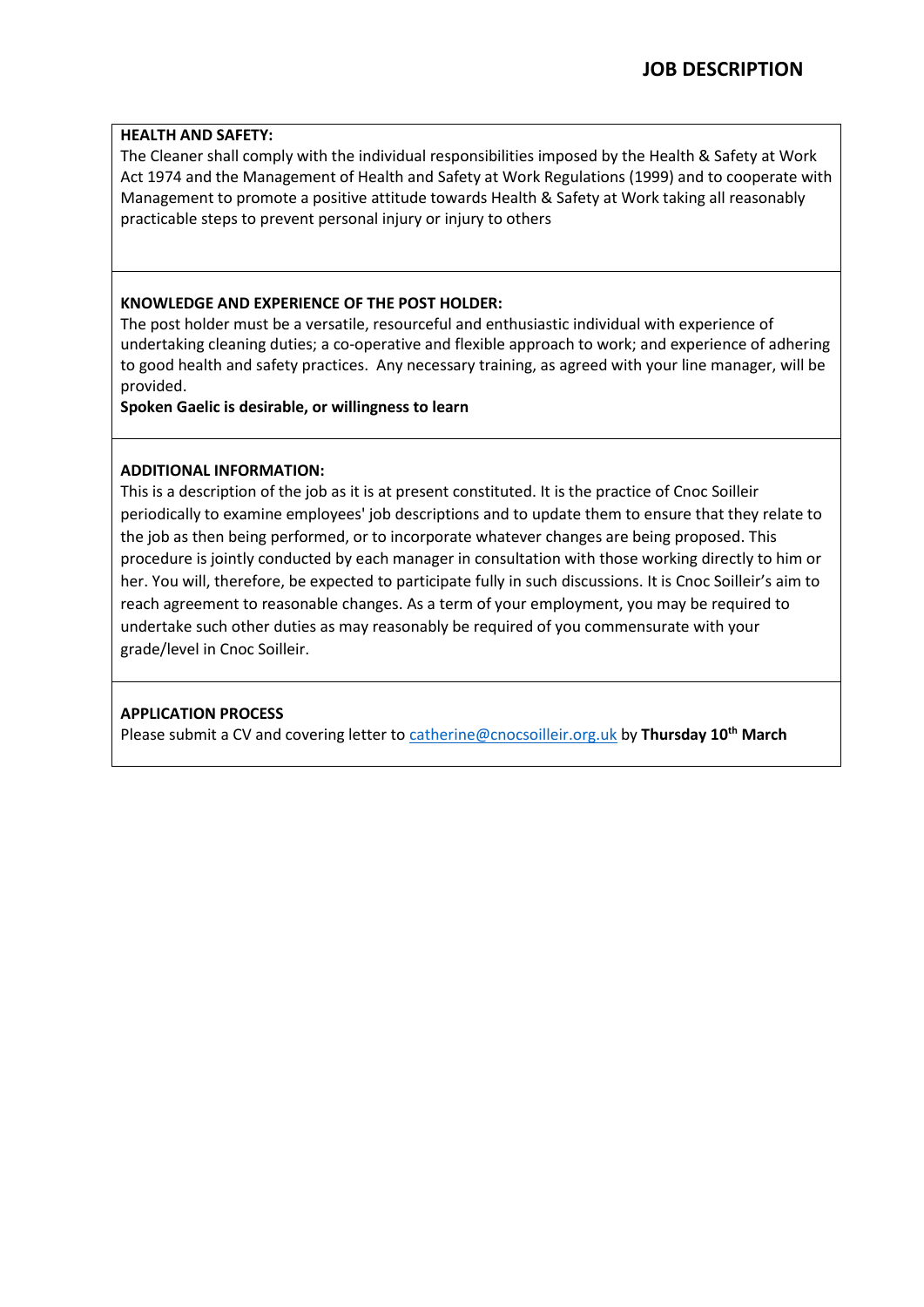# JOB DESCRIPTION

**HEALTH AND SAFETY:**

The Cleaner shall comply with the individual responsibilities imposed by the Health & Safety at Work Act 1974 and the Management of Health and Safety at Work Regulations (1999) and to cooperate with Management to promote a positive attitude towards Health & Safety at Work taking all reasonably practicable steps to prevent personal injury or injury to others

**KNOWLEDGE AND EXPERIENCE OF THE POST HOLDER:**

The post holder must be a versatile, resourceful and enthusiastic individual with experience of undertaking cleaning duties; a co-operative and flexible approach to work; and experience of adhering to good health and safety practices. Any necessary training, as agreed with your line manager, will be provided.

**Spoken Gaelic is desirable, or willingness to learn**

**ADDITIONAL INFORMATION:**

This is a description of the job as it is at present constituted. It is the practice of Cnoc Soilleir periodically to examine employees' job descriptions and to update them to ensure that they relate to the job as then being performed, or to incorporate whatever changes are being proposed. This procedure is jointly conducted by each manager in consultation with those working directly to him or her. You will, therefore, be expected to participate fully in such discussions. It is Cnoc Soilleir's aim to reach agreement to reasonable changes. As a term of your employment, you may be required to undertake such other duties as may reasonably be required of you commensurate with your grade/level in Cnoc Soilleir.

**APPLICATION PROCESS**

Please submit a CV and covering letter to catherine@cnocsoilleir.org.uk by **Thursday 10th March**